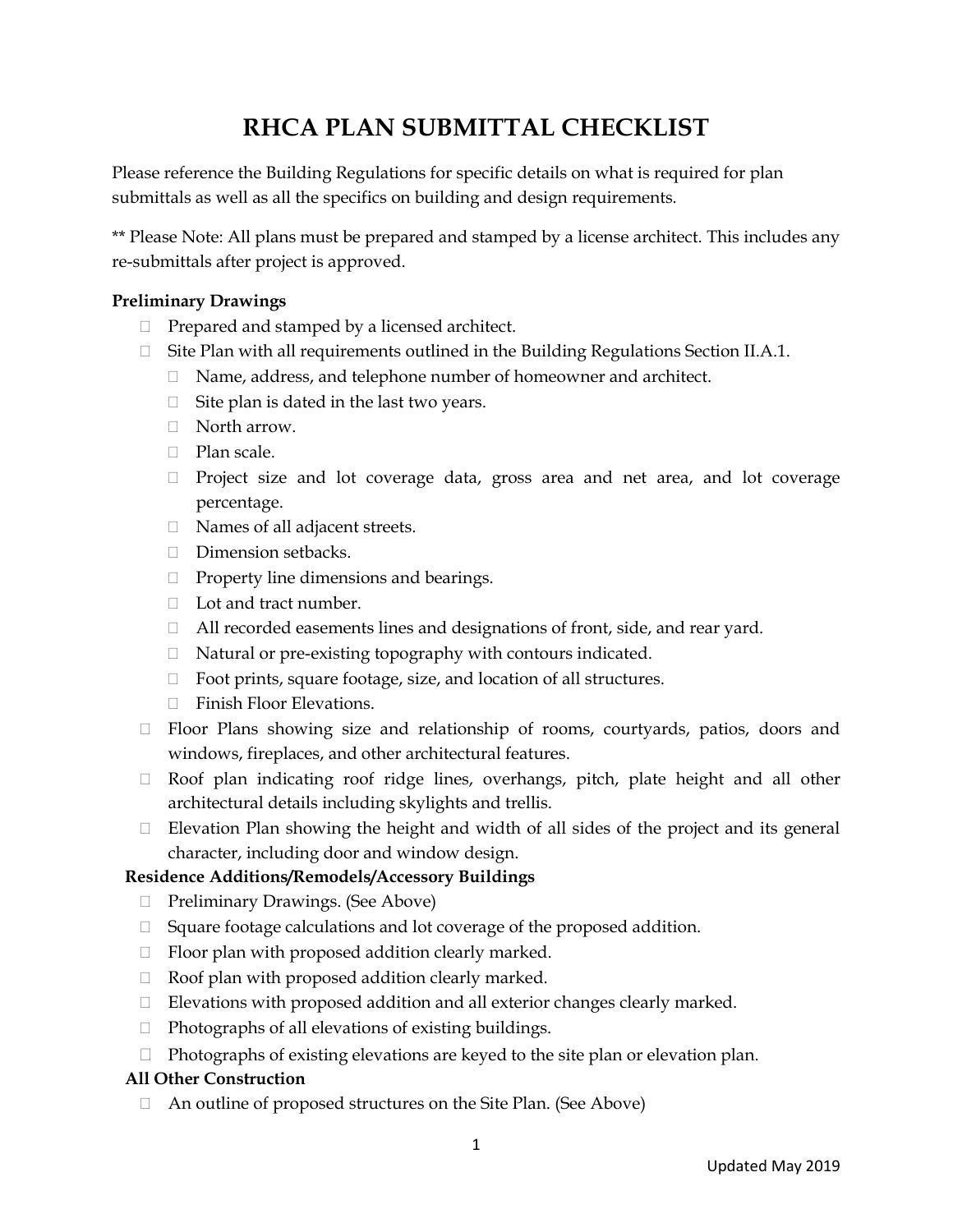# RHCA PLAN SUBMITTAL CHECKLIST

Please reference the Building Regulations for specific details on what is required for plan submittals as well as all the specifics on building and design requirements.

** Please Note: All plans must be prepared and stamped by a license architect. This includes any re-submittals after project is approved.

**Preliminary Drawings**

- ☐ Prepared and stamped by a licensed architect.
- ☐ Site Plan with all requirements outlined in the Building Regulations Section II.A.1.
  - ☐ Name, address, and telephone number of homeowner and architect.
  - ☐ Site plan is dated in the last two years.
  - ☐ North arrow.
  - ☐ Plan scale.
  - ☐ Project size and lot coverage data, gross area and net area, and lot coverage percentage.
  - ☐ Names of all adjacent streets.
  - ☐ Dimension setbacks.
  - ☐ Property line dimensions and bearings.
  - ☐ Lot and tract number.
  - ☐ All recorded easements lines and designations of front, side, and rear yard.
  - ☐ Natural or pre-existing topography with contours indicated.
  - ☐ Foot prints, square footage, size, and location of all structures.
  - ☐ Finish Floor Elevations.
- ☐ Floor Plans showing size and relationship of rooms, courtyards, patios, doors and windows, fireplaces, and other architectural features.
- ☐ Roof plan indicating roof ridge lines, overhangs, pitch, plate height and all other architectural details including skylights and trellis.
- ☐ Elevation Plan showing the height and width of all sides of the project and its general character, including door and window design.

**Residence Additions/Remodels/Accessory Buildings**

- ☐ Preliminary Drawings. (See Above)
- ☐ Square footage calculations and lot coverage of the proposed addition.
- ☐ Floor plan with proposed addition clearly marked.
- ☐ Roof plan with proposed addition clearly marked.
- ☐ Elevations with proposed addition and all exterior changes clearly marked.
- ☐ Photographs of all elevations of existing buildings.
- ☐ Photographs of existing elevations are keyed to the site plan or elevation plan.

**All Other Construction**

- ☐ An outline of proposed structures on the Site Plan. (See Above)

Updated May 2019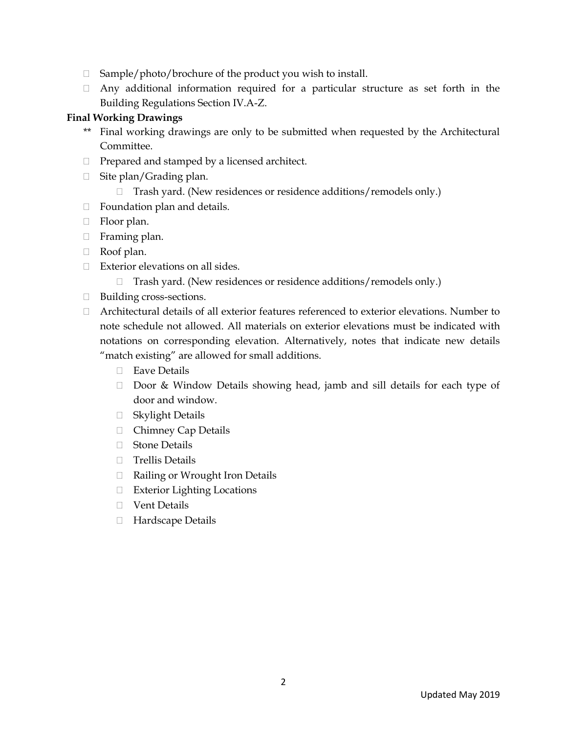- Sample/photo/brochure of the product you wish to install.
- Any additional information required for a particular structure as set forth in the Building Regulations Section IV.A-Z.

**Final Working Drawings**

** Final working drawings are only to be submitted when requested by the Architectural Committee.

- Prepared and stamped by a licensed architect.
- Site plan/Grading plan.
  - Trash yard. (New residences or residence additions/remodels only.)
- Foundation plan and details.
- Floor plan.
- Framing plan.
- Roof plan.
- Exterior elevations on all sides.
  - Trash yard. (New residences or residence additions/remodels only.)
- Building cross-sections.
- Architectural details of all exterior features referenced to exterior elevations. Number to note schedule not allowed. All materials on exterior elevations must be indicated with notations on corresponding elevation. Alternatively, notes that indicate new details "match existing" are allowed for small additions.
  - Eave Details
  - Door & Window Details showing head, jamb and sill details for each type of door and window.
  - Skylight Details
  - Chimney Cap Details
  - Stone Details
  - Trellis Details
  - Railing or Wrought Iron Details
  - Exterior Lighting Locations
  - Vent Details
  - Hardscape Details